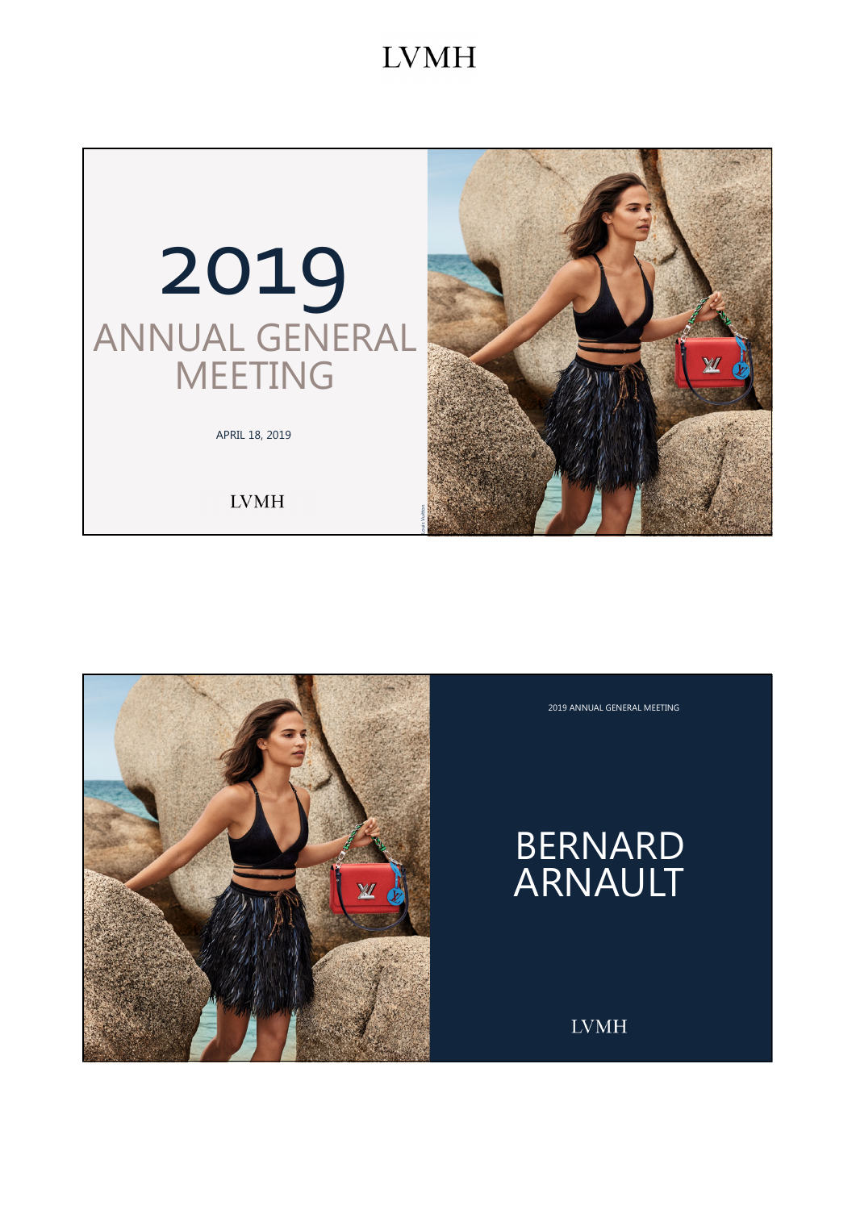LVMH

# 2019
## ANNUAL GENERAL MEETING

APRIL 18, 2019

LVMH

2019 ANNUAL GENERAL MEETING

## BERNARD ARNAULT

LVMH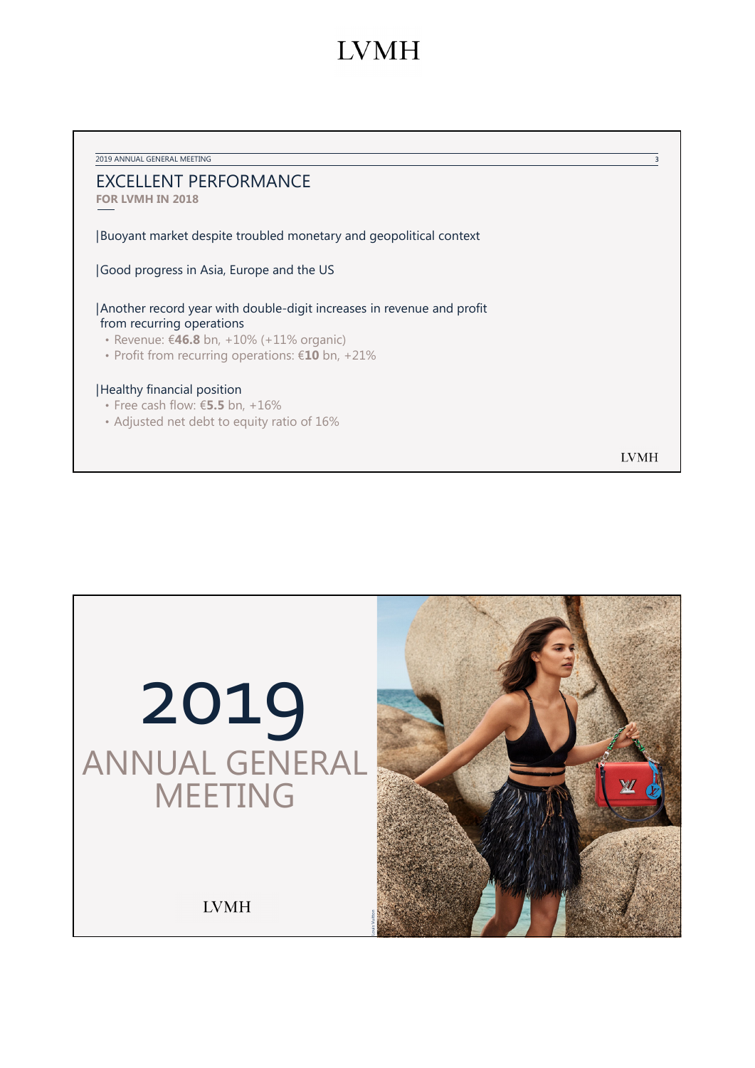## EXCELLENT PERFORMANCE

**FOR LVMH IN 2018**

|Buoyant market despite troubled monetary and geopolitical context

|Good progress in Asia, Europe and the US

|Another record year with double-digit increases in revenue and profit from recurring operations

- Revenue: €**46.8** bn, +10% (+11% organic)
- Profit from recurring operations: €**10** bn, +21%

|Healthy financial position

- Free cash flow: €**5.5** bn, +16%
- Adjusted net debt to equity ratio of 16%

# 2019

## ANNUAL GENERAL MEETING

LVMH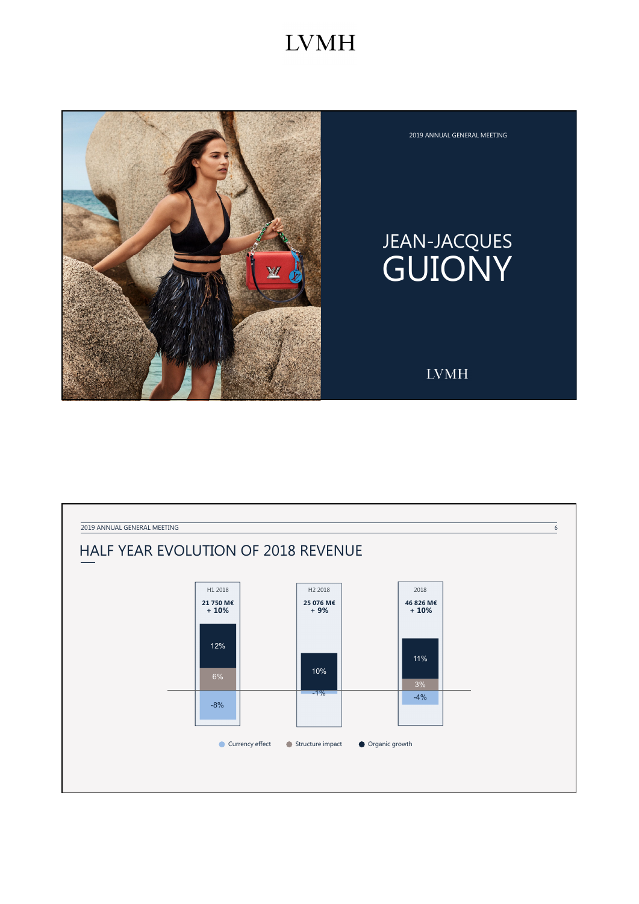LVMH

2019 ANNUAL GENERAL MEETING

# JEAN-JACQUES GUIONY

LVMH

2019 ANNUAL GENERAL MEETING

## HALF YEAR EVOLUTION OF 2018 REVENUE

| | H1 2018 | H2 2018 | 2018 |
|---|---|---|---|
| Revenue | 21 750 M€ | 25 076 M€ | 46 826 M€ |
| Growth | + 10% | + 9% | + 10% |
| Organic growth | 12% | 10% | 11% |
| Structure impact | 6% | | 3% |
| Currency effect | -8% | -1% | -4% |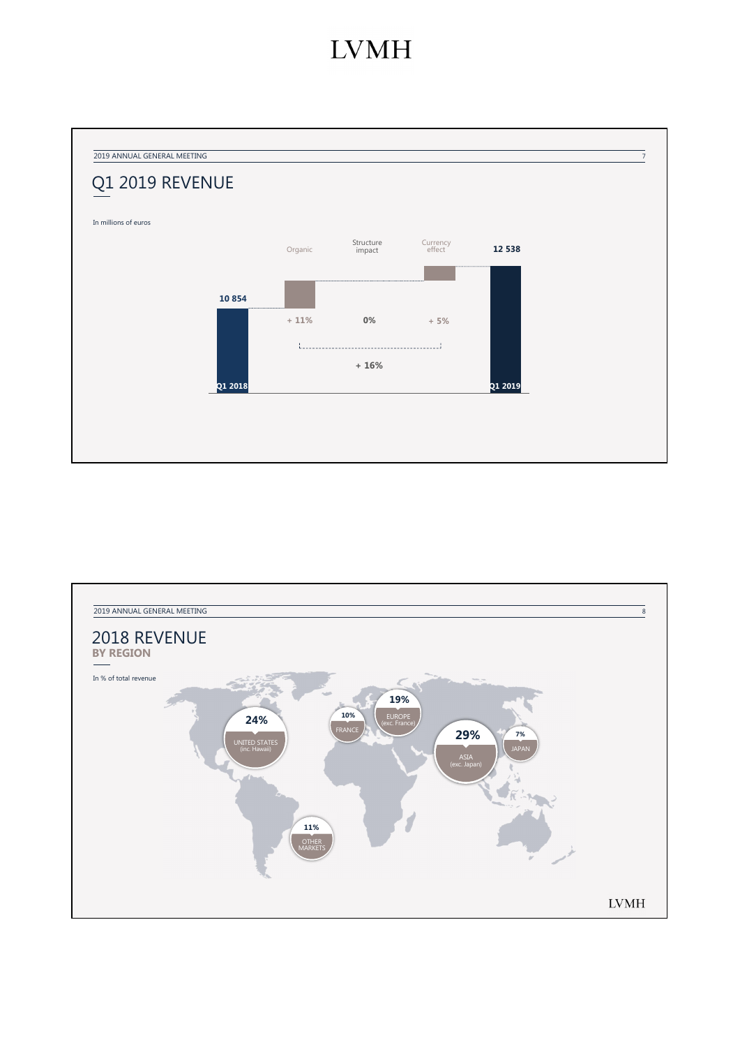# LVMH

## Q1 2019 REVENUE

In millions of euros

| | Value |
|---|---|
| Q1 2018 | 10 854 |
| Organic | + 11% |
| Structure impact | 0% |
| Currency effect | + 5% |
| Q1 2019 | 12 538 |

+ 16%

## 2018 REVENUE
### BY REGION

In % of total revenue

| Region | % |
|---|---|
| UNITED STATES (inc. Hawaii) | 24% |
| FRANCE | 10% |
| EUROPE (exc. France) | 19% |
| ASIA (exc. Japan) | 29% |
| JAPAN | 7% |
| OTHER MARKETS | 11% |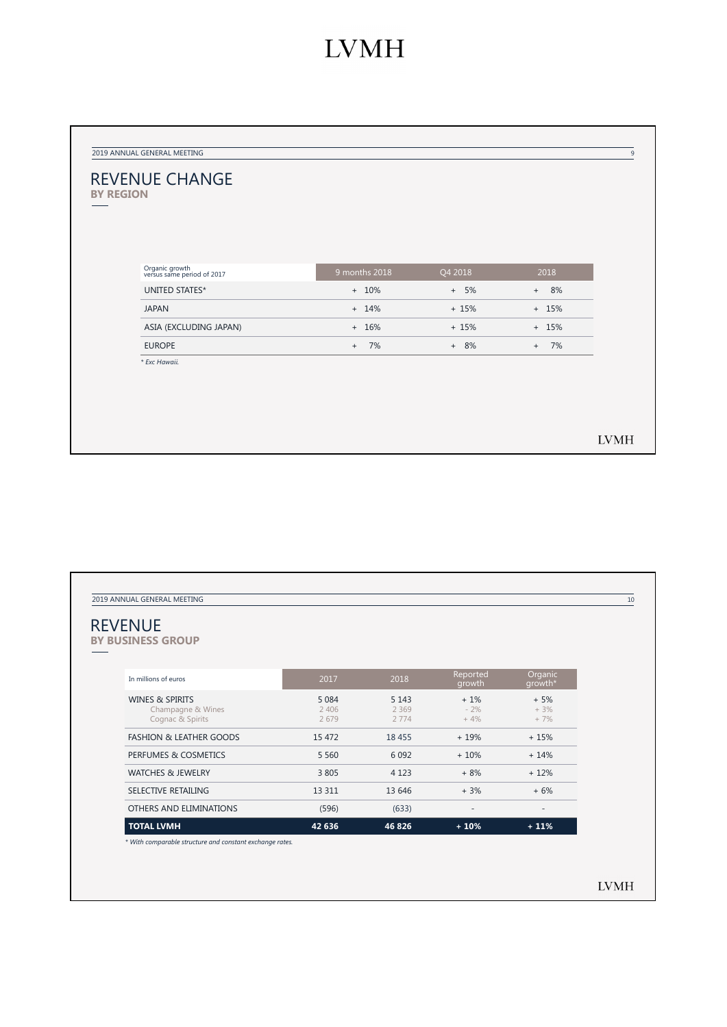# LVMH

## REVENUE CHANGE
### BY REGION

| Organic growth versus same period of 2017 | 9 months 2018 | Q4 2018 | 2018 |
|---|---|---|---|
| UNITED STATES* | + 10% | + 5% | + 8% |
| JAPAN | + 14% | + 15% | + 15% |
| ASIA (EXCLUDING JAPAN) | + 16% | + 15% | + 15% |
| EUROPE | + 7% | + 8% | + 7% |

*\* Exc Hawaii.*

## REVENUE
### BY BUSINESS GROUP

| In millions of euros | 2017 | 2018 | Reported growth | Organic growth* |
|---|---|---|---|---|
| WINES & SPIRITS | 5 084 | 5 143 | + 1% | + 5% |
| Champagne & Wines | 2 406 | 2 369 | - 2% | + 3% |
| Cognac & Spirits | 2 679 | 2 774 | + 4% | + 7% |
| FASHION & LEATHER GOODS | 15 472 | 18 455 | + 19% | + 15% |
| PERFUMES & COSMETICS | 5 560 | 6 092 | + 10% | + 14% |
| WATCHES & JEWELRY | 3 805 | 4 123 | + 8% | + 12% |
| SELECTIVE RETAILING | 13 311 | 13 646 | + 3% | + 6% |
| OTHERS AND ELIMINATIONS | (596) | (633) | - | - |
| **TOTAL LVMH** | **42 636** | **46 826** | **+ 10%** | **+ 11%** |

*\* With comparable structure and constant exchange rates.*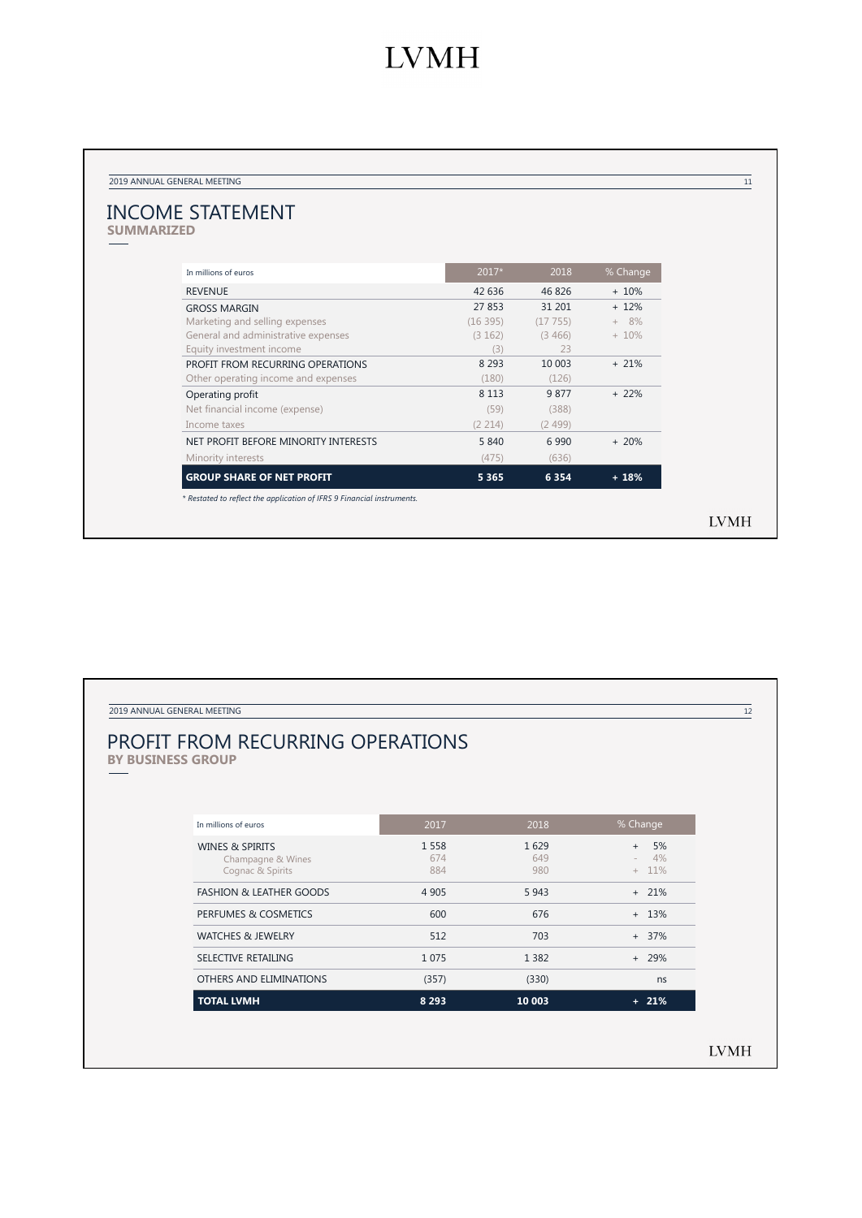## INCOME STATEMENT

**SUMMARIZED**

| In millions of euros | 2017* | 2018 | % Change |
|---|---|---|---|
| REVENUE | 42 636 | 46 826 | + 10% |
| GROSS MARGIN | 27 853 | 31 201 | + 12% |
| Marketing and selling expenses | (16 395) | (17 755) | + 8% |
| General and administrative expenses | (3 162) | (3 466) | + 10% |
| Equity investment income | (3) | 23 | |
| PROFIT FROM RECURRING OPERATIONS | 8 293 | 10 003 | + 21% |
| Other operating income and expenses | (180) | (126) | |
| Operating profit | 8 113 | 9 877 | + 22% |
| Net financial income (expense) | (59) | (388) | |
| Income taxes | (2 214) | (2 499) | |
| NET PROFIT BEFORE MINORITY INTERESTS | 5 840 | 6 990 | + 20% |
| Minority interests | (475) | (636) | |
| **GROUP SHARE OF NET PROFIT** | **5 365** | **6 354** | **+ 18%** |

*\* Restated to reflect the application of IFRS 9 Financial instruments.*

## PROFIT FROM RECURRING OPERATIONS

**BY BUSINESS GROUP**

| In millions of euros | 2017 | 2018 | % Change |
|---|---|---|---|
| WINES & SPIRITS | 1 558 | 1 629 | + 5% |
| Champagne & Wines | 674 | 649 | - 4% |
| Cognac & Spirits | 884 | 980 | + 11% |
| FASHION & LEATHER GOODS | 4 905 | 5 943 | + 21% |
| PERFUMES & COSMETICS | 600 | 676 | + 13% |
| WATCHES & JEWELRY | 512 | 703 | + 37% |
| SELECTIVE RETAILING | 1 075 | 1 382 | + 29% |
| OTHERS AND ELIMINATIONS | (357) | (330) | ns |
| **TOTAL LVMH** | **8 293** | **10 003** | **+ 21%** |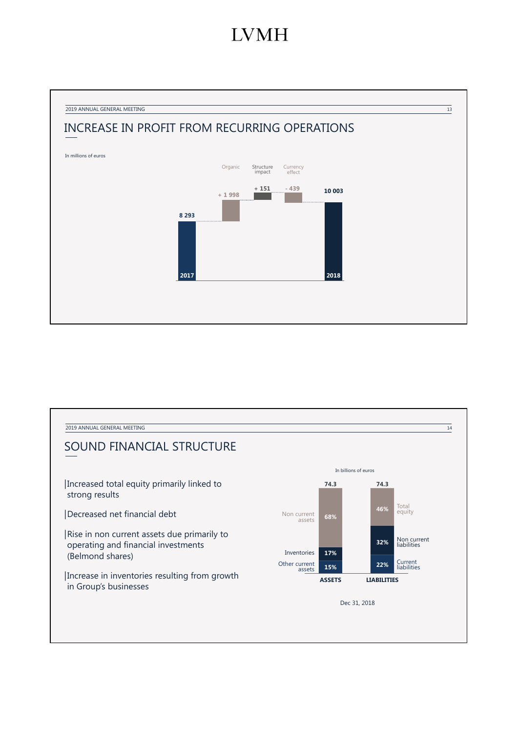# LVMH

## INCREASE IN PROFIT FROM RECURRING OPERATIONS

In millions of euros

| 2017 | Organic | Structure impact | Currency effect | 2018 |
|---|---|---|---|---|
| 8 293 | + 1 998 | + 151 | - 439 | 10 003 |

## SOUND FINANCIAL STRUCTURE

- Increased total equity primarily linked to strong results
- Decreased net financial debt
- Rise in non current assets due primarily to operating and financial investments (Belmond shares)
- Increase in inventories resulting from growth in Group's businesses

In billions of euros

| ASSETS (74.3) | | LIABILITIES (74.3) | |
|---|---|---|---|
| Non current assets | 68% | Total equity | 46% |
| Inventories | 17% | Non current liabilities | 32% |
| Other current assets | 15% | Current liabilities | 22% |

Dec 31, 2018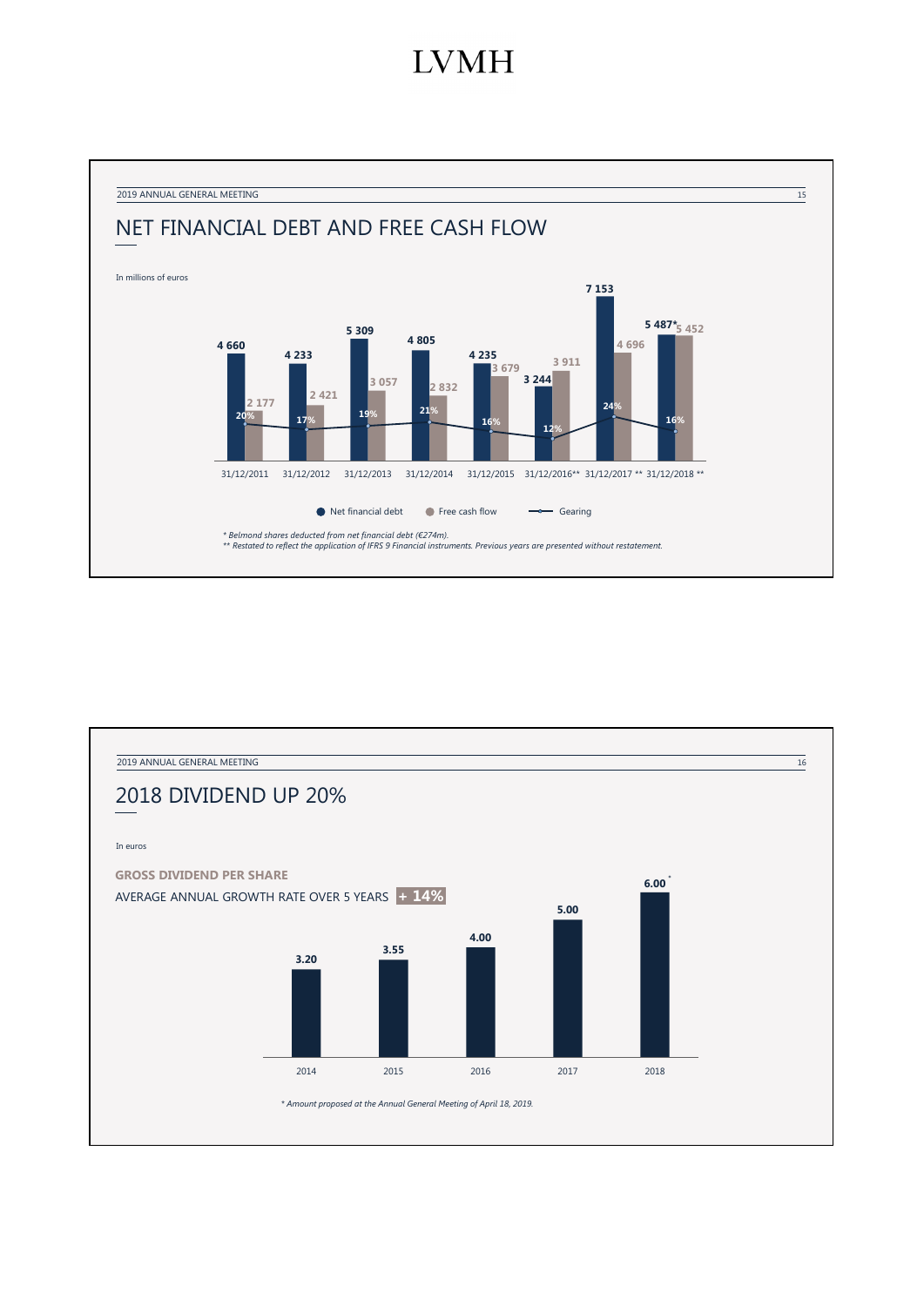LVMH

## NET FINANCIAL DEBT AND FREE CASH FLOW

In millions of euros

| | 31/12/2011 | 31/12/2012 | 31/12/2013 | 31/12/2014 | 31/12/2015 | 31/12/2016** | 31/12/2017 ** | 31/12/2018 ** |
|---|---|---|---|---|---|---|---|---|
| Net financial debt | 4 660 | 4 233 | 5 309 | 4 805 | 4 235 | 3 244 | 7 153 | 5 487* |
| Free cash flow | 2 177 | 2 421 | 3 057 | 2 832 | 3 679 | 3 911 | 4 696 | 5 452 |
| Gearing | 20% | 17% | 19% | 21% | 16% | 12% | 24% | 16% |

*\* Belmond shares deducted from net financial debt (€274m).*
*\*\* Restated to reflect the application of IFRS 9 Financial instruments. Previous years are presented without restatement.*

## 2018 DIVIDEND UP 20%

In euros

**GROSS DIVIDEND PER SHARE**

AVERAGE ANNUAL GROWTH RATE OVER 5 YEARS **+ 14%**

| 2014 | 2015 | 2016 | 2017 | 2018 |
|---|---|---|---|---|
| 3.20 | 3.55 | 4.00 | 5.00 | 6.00* |

*\* Amount proposed at the Annual General Meeting of April 18, 2019.*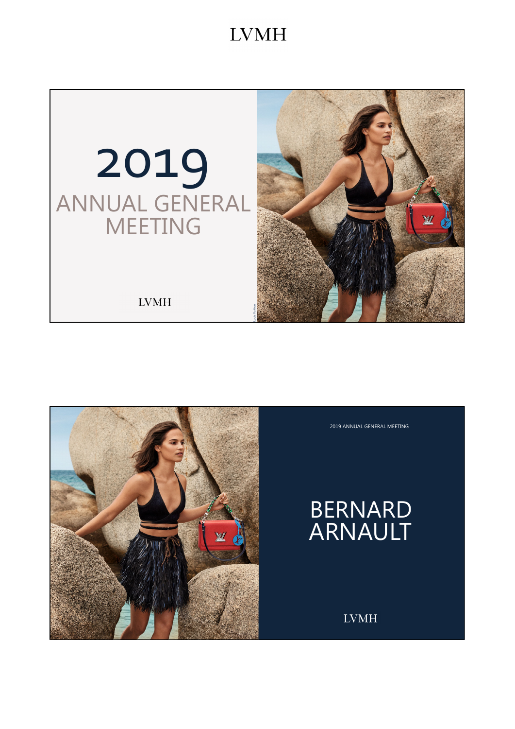## 2019
## ANNUAL GENERAL MEETING

LVMH

2019 ANNUAL GENERAL MEETING

## BERNARD ARNAULT

LVMH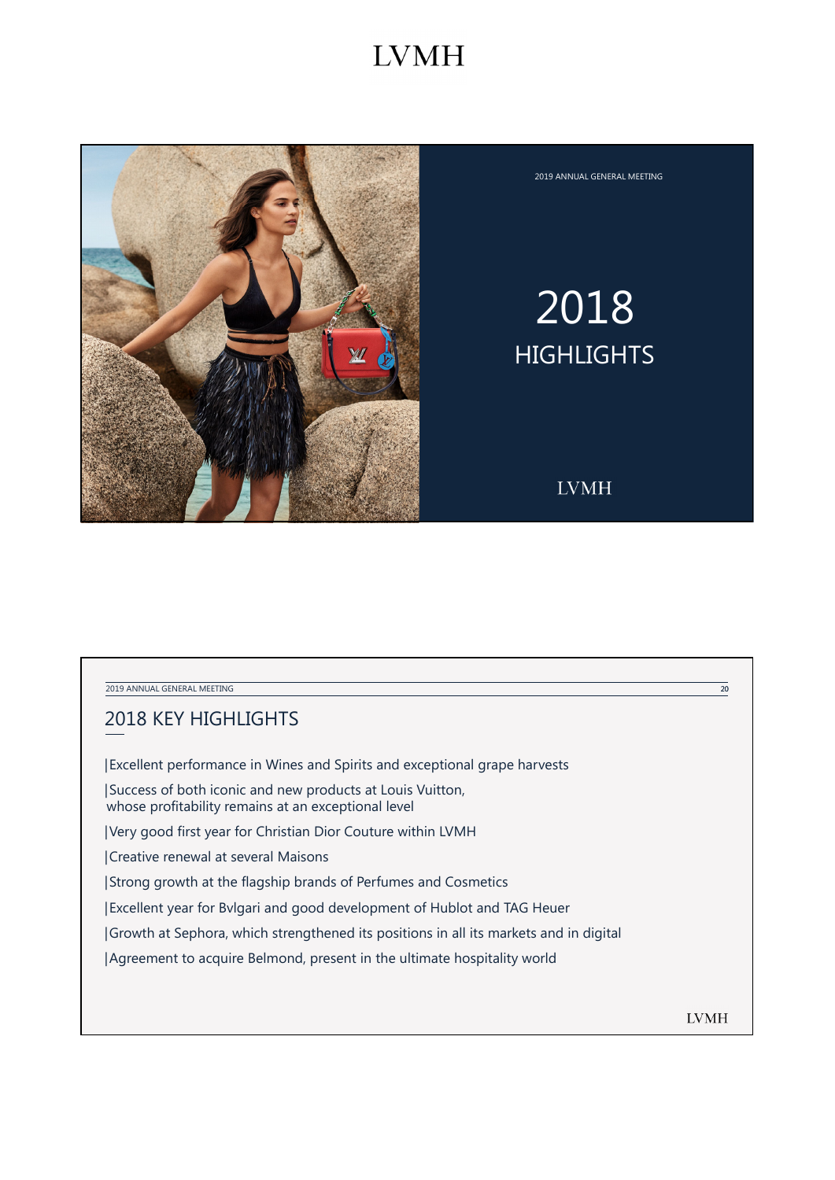2019 ANNUAL GENERAL MEETING

# 2018 HIGHLIGHTS

LVMH

2019 ANNUAL GENERAL MEETING

## 2018 KEY HIGHLIGHTS

- Excellent performance in Wines and Spirits and exceptional grape harvests
- Success of both iconic and new products at Louis Vuitton, whose profitability remains at an exceptional level
- Very good first year for Christian Dior Couture within LVMH
- Creative renewal at several Maisons
- Strong growth at the flagship brands of Perfumes and Cosmetics
- Excellent year for Bvlgari and good development of Hublot and TAG Heuer
- Growth at Sephora, which strengthened its positions in all its markets and in digital
- Agreement to acquire Belmond, present in the ultimate hospitality world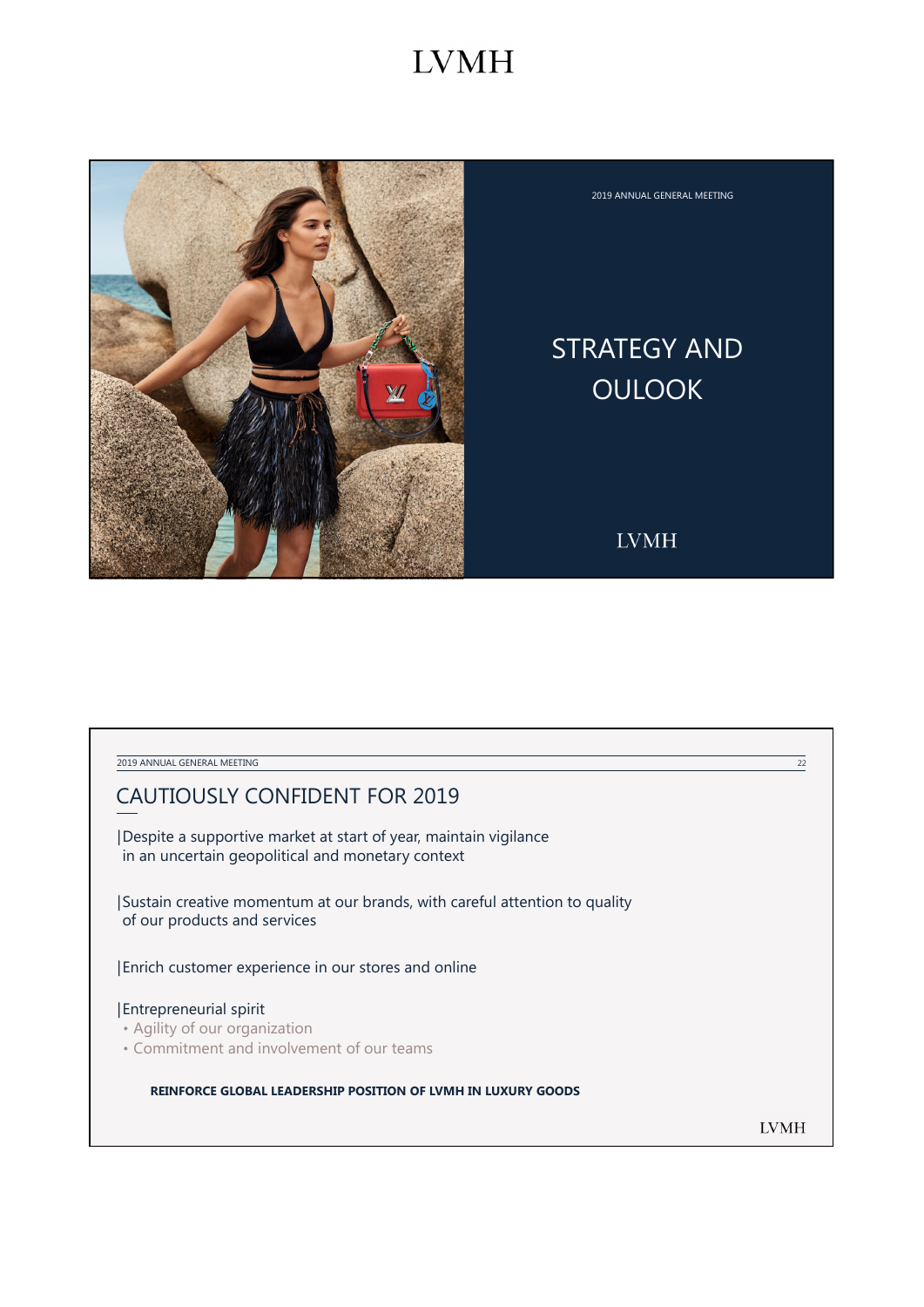2019 ANNUAL GENERAL MEETING

# STRATEGY AND OULOOK

LVMH

2019 ANNUAL GENERAL MEETING

## CAUTIOUSLY CONFIDENT FOR 2019

|Despite a supportive market at start of year, maintain vigilance in an uncertain geopolitical and monetary context

|Sustain creative momentum at our brands, with careful attention to quality of our products and services

|Enrich customer experience in our stores and online

|Entrepreneurial spirit

- Agility of our organization
- Commitment and involvement of our teams

**REINFORCE GLOBAL LEADERSHIP POSITION OF LVMH IN LUXURY GOODS**

LVMH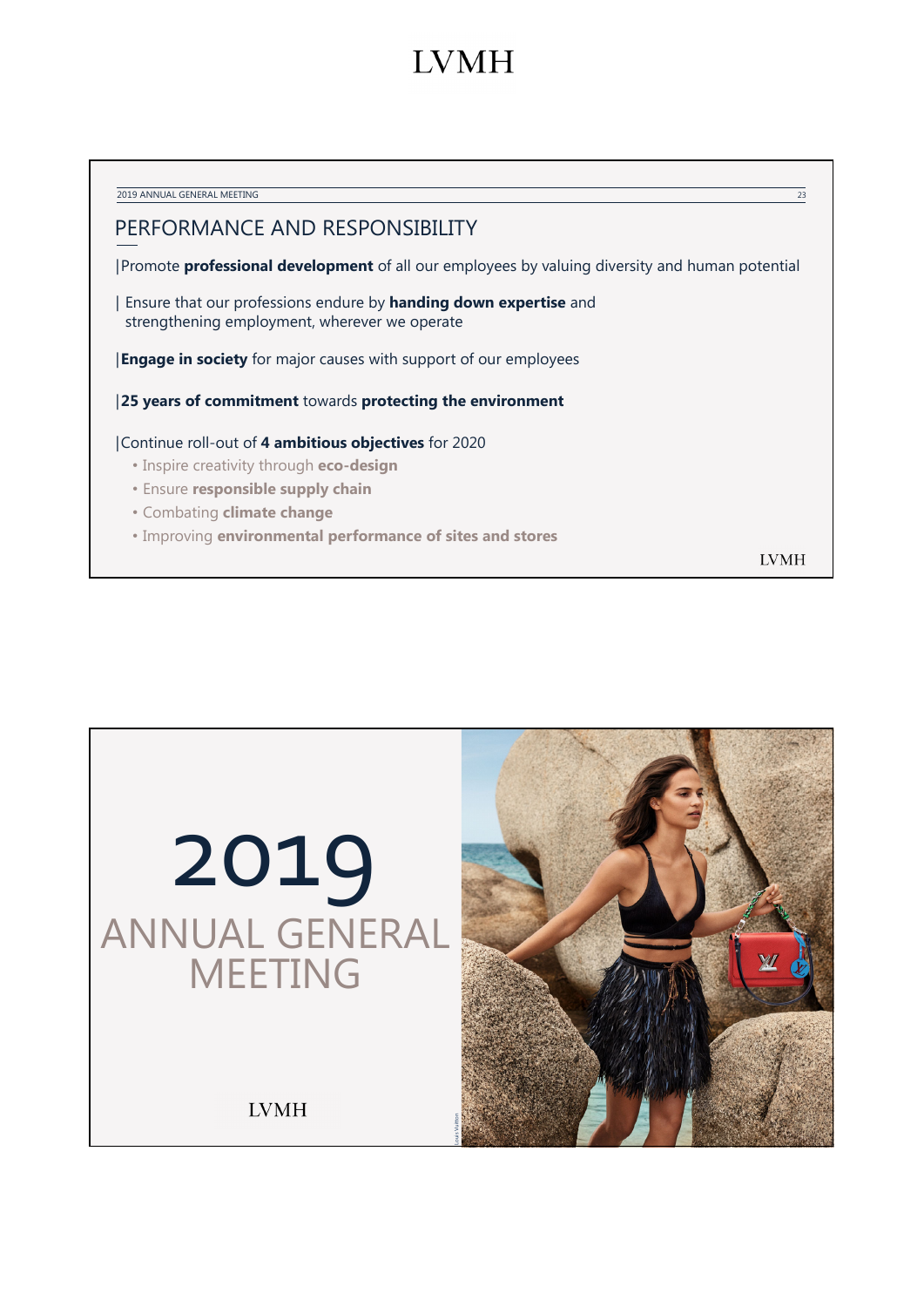## PERFORMANCE AND RESPONSIBILITY

|Promote **professional development** of all our employees by valuing diversity and human potential

| Ensure that our professions endure by **handing down expertise** and strengthening employment, wherever we operate

|**Engage in society** for major causes with support of our employees

|**25 years of commitment** towards **protecting the environment**

|Continue roll-out of **4 ambitious objectives** for 2020

- Inspire creativity through **eco-design**
- Ensure **responsible supply chain**
- Combating **climate change**
- Improving **environmental performance of sites and stores**

# 2019 ANNUAL GENERAL MEETING

LVMH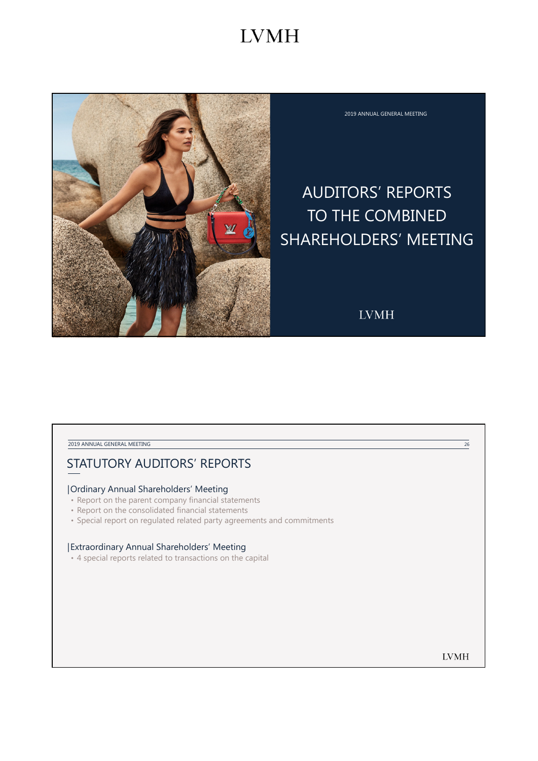# AUDITORS' REPORTS TO THE COMBINED SHAREHOLDERS' MEETING

## STATUTORY AUDITORS' REPORTS

### Ordinary Annual Shareholders' Meeting

- Report on the parent company financial statements
- Report on the consolidated financial statements
- Special report on regulated related party agreements and commitments

### Extraordinary Annual Shareholders' Meeting

- 4 special reports related to transactions on the capital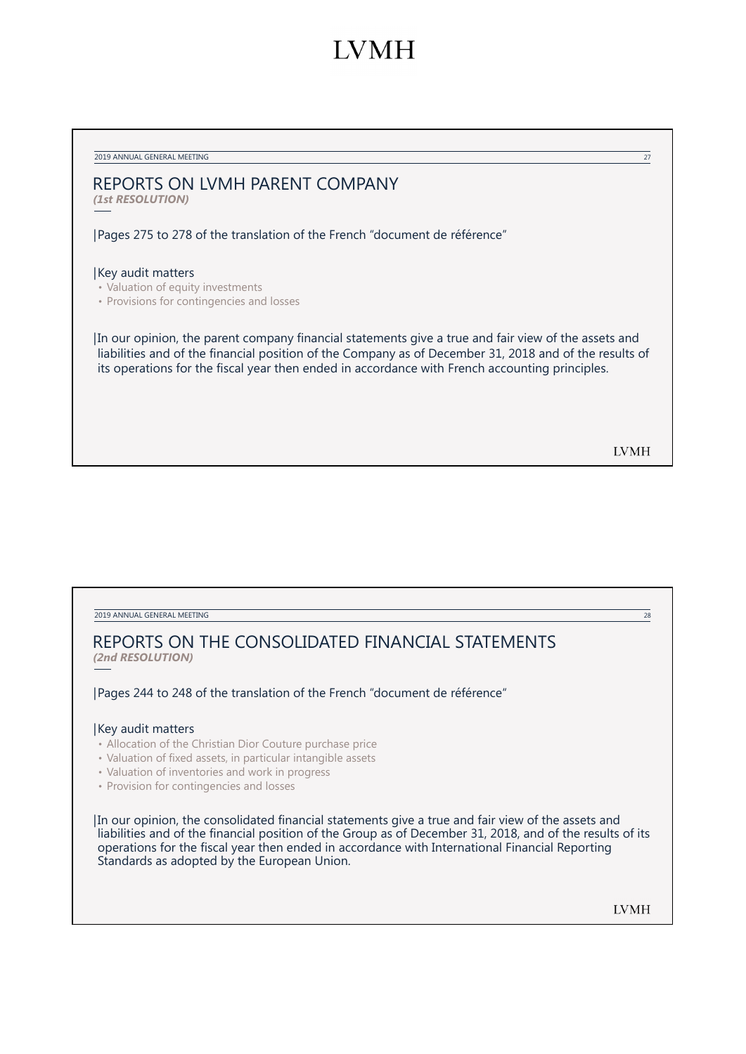## REPORTS ON LVMH PARENT COMPANY

***(1st RESOLUTION)***

|Pages 275 to 278 of the translation of the French “document de référence”

|Key audit matters

- Valuation of equity investments
- Provisions for contingencies and losses

|In our opinion, the parent company financial statements give a true and fair view of the assets and liabilities and of the financial position of the Company as of December 31, 2018 and of the results of its operations for the fiscal year then ended in accordance with French accounting principles.

## REPORTS ON THE CONSOLIDATED FINANCIAL STATEMENTS

***(2nd RESOLUTION)***

|Pages 244 to 248 of the translation of the French “document de référence“

|Key audit matters

- Allocation of the Christian Dior Couture purchase price
- Valuation of fixed assets, in particular intangible assets
- Valuation of inventories and work in progress
- Provision for contingencies and losses

|In our opinion, the consolidated financial statements give a true and fair view of the assets and liabilities and of the financial position of the Group as of December 31, 2018, and of the results of its operations for the fiscal year then ended in accordance with International Financial Reporting Standards as adopted by the European Union.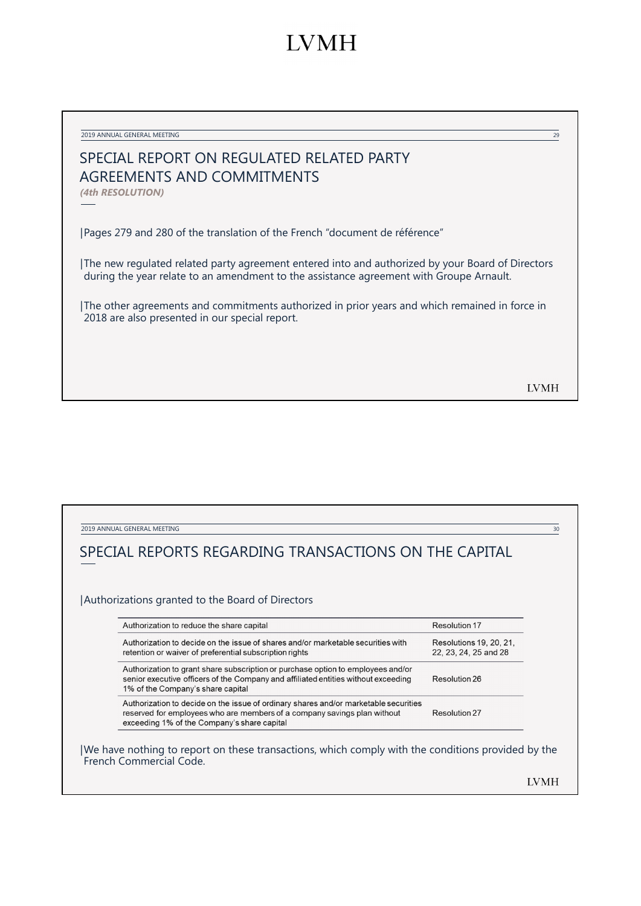## SPECIAL REPORT ON REGULATED RELATED PARTY AGREEMENTS AND COMMITMENTS

***(4th RESOLUTION)***

|Pages 279 and 280 of the translation of the French "document de référence"

|The new regulated related party agreement entered into and authorized by your Board of Directors during the year relate to an amendment to the assistance agreement with Groupe Arnault.

|The other agreements and commitments authorized in prior years and which remained in force in 2018 are also presented in our special report.

## SPECIAL REPORTS REGARDING TRANSACTIONS ON THE CAPITAL

|Authorizations granted to the Board of Directors

| | |
|---|---|
| Authorization to reduce the share capital | Resolution 17 |
| Authorization to decide on the issue of shares and/or marketable securities with retention or waiver of preferential subscription rights | Resolutions 19, 20, 21, 22, 23, 24, 25 and 28 |
| Authorization to grant share subscription or purchase option to employees and/or senior executive officers of the Company and affiliated entities without exceeding 1% of the Company's share capital | Resolution 26 |
| Authorization to decide on the issue of ordinary shares and/or marketable securities reserved for employees who are members of a company savings plan without exceeding 1% of the Company's share capital | Resolution 27 |

|We have nothing to report on these transactions, which comply with the conditions provided by the French Commercial Code.